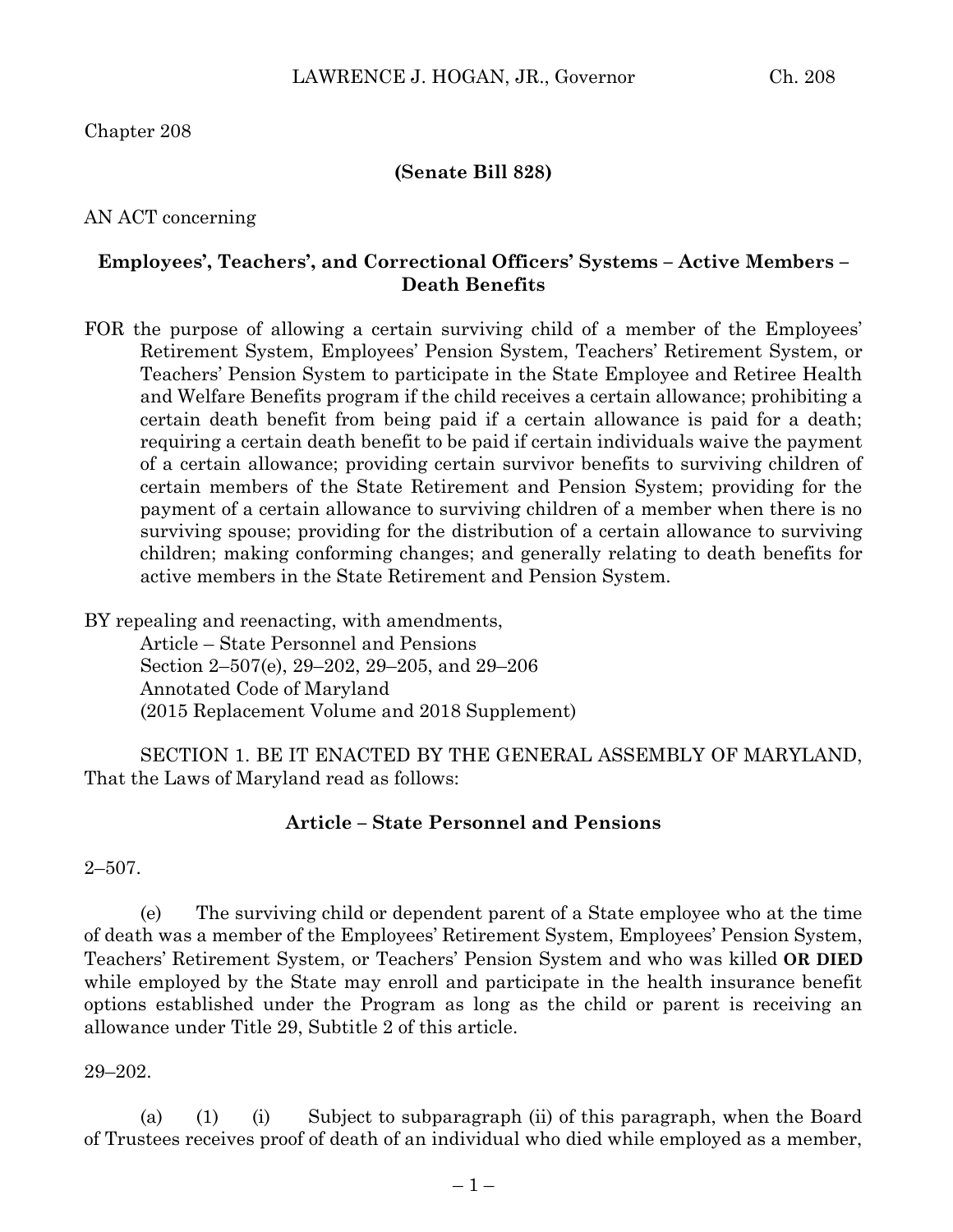Chapter 208

**(Senate Bill 828)**

AN ACT concerning

**Employees', Teachers', and Correctional Officers' Systems – Active Members – Death Benefits**

FOR the purpose of allowing a certain surviving child of a member of the Employees' Retirement System, Employees' Pension System, Teachers' Retirement System, or Teachers' Pension System to participate in the State Employee and Retiree Health and Welfare Benefits program if the child receives a certain allowance; prohibiting a certain death benefit from being paid if a certain allowance is paid for a death; requiring a certain death benefit to be paid if certain individuals waive the payment of a certain allowance; providing certain survivor benefits to surviving children of certain members of the State Retirement and Pension System; providing for the payment of a certain allowance to surviving children of a member when there is no surviving spouse; providing for the distribution of a certain allowance to surviving children; making conforming changes; and generally relating to death benefits for active members in the State Retirement and Pension System.

BY repealing and reenacting, with amendments,
Article – State Personnel and Pensions
Section 2–507(e), 29–202, 29–205, and 29–206
Annotated Code of Maryland
(2015 Replacement Volume and 2018 Supplement)

SECTION 1. BE IT ENACTED BY THE GENERAL ASSEMBLY OF MARYLAND, That the Laws of Maryland read as follows:

**Article – State Personnel and Pensions**

2–507.

(e) The surviving child or dependent parent of a State employee who at the time of death was a member of the Employees' Retirement System, Employees' Pension System, Teachers' Retirement System, or Teachers' Pension System and who was killed **OR DIED** while employed by the State may enroll and participate in the health insurance benefit options established under the Program as long as the child or parent is receiving an allowance under Title 29, Subtitle 2 of this article.

29–202.

(a) (1) (i) Subject to subparagraph (ii) of this paragraph, when the Board of Trustees receives proof of death of an individual who died while employed as a member,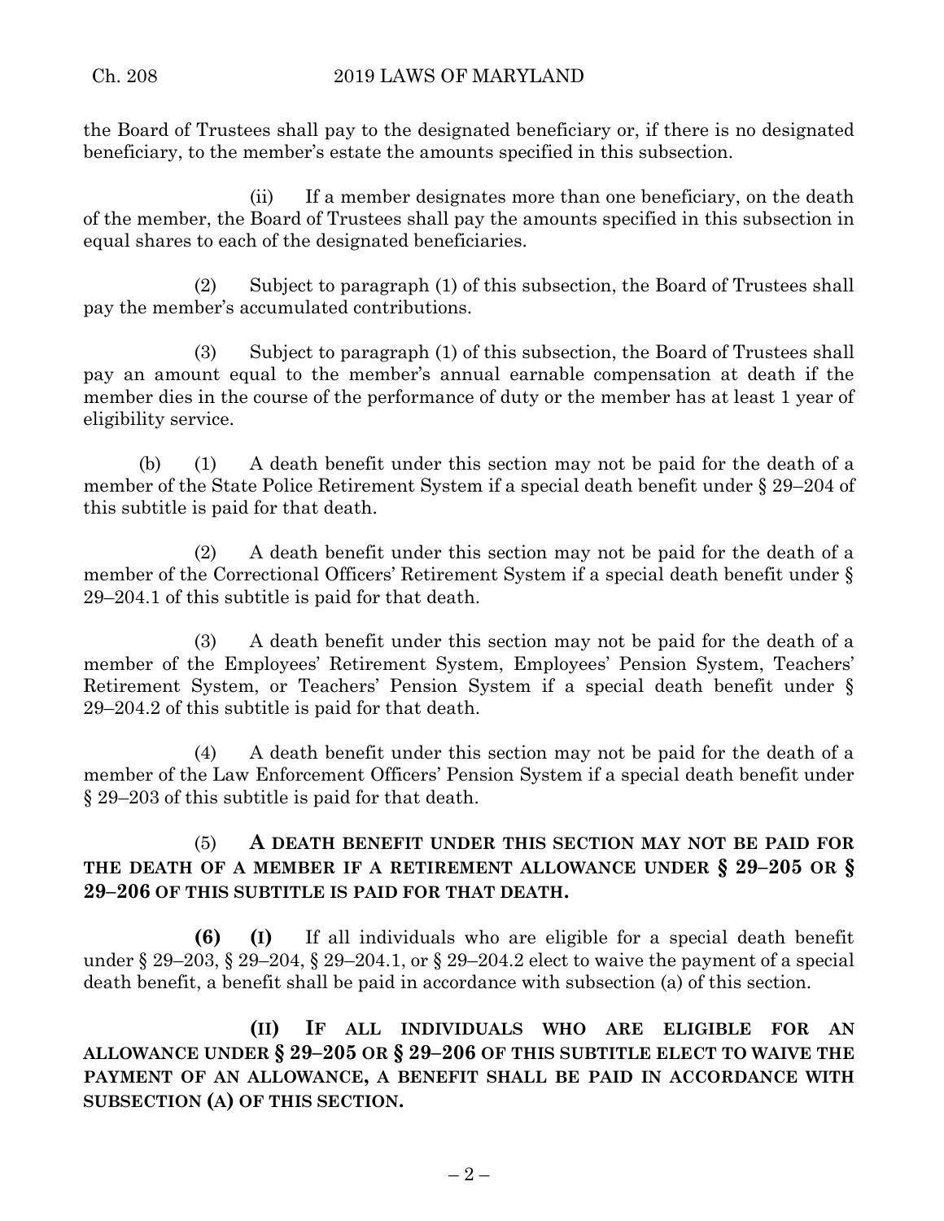the Board of Trustees shall pay to the designated beneficiary or, if there is no designated beneficiary, to the member's estate the amounts specified in this subsection.

(ii) If a member designates more than one beneficiary, on the death of the member, the Board of Trustees shall pay the amounts specified in this subsection in equal shares to each of the designated beneficiaries.

(2) Subject to paragraph (1) of this subsection, the Board of Trustees shall pay the member's accumulated contributions.

(3) Subject to paragraph (1) of this subsection, the Board of Trustees shall pay an amount equal to the member's annual earnable compensation at death if the member dies in the course of the performance of duty or the member has at least 1 year of eligibility service.

(b) (1) A death benefit under this section may not be paid for the death of a member of the State Police Retirement System if a special death benefit under § 29–204 of this subtitle is paid for that death.

(2) A death benefit under this section may not be paid for the death of a member of the Correctional Officers' Retirement System if a special death benefit under § 29–204.1 of this subtitle is paid for that death.

(3) A death benefit under this section may not be paid for the death of a member of the Employees' Retirement System, Employees' Pension System, Teachers' Retirement System, or Teachers' Pension System if a special death benefit under § 29–204.2 of this subtitle is paid for that death.

(4) A death benefit under this section may not be paid for the death of a member of the Law Enforcement Officers' Pension System if a special death benefit under § 29–203 of this subtitle is paid for that death.

(5) **A DEATH BENEFIT UNDER THIS SECTION MAY NOT BE PAID FOR THE DEATH OF A MEMBER IF A RETIREMENT ALLOWANCE UNDER § 29–205 OR § 29–206 OF THIS SUBTITLE IS PAID FOR THAT DEATH.**

**(6)** **(I)** If all individuals who are eligible for a special death benefit under § 29–203, § 29–204, § 29–204.1, or § 29–204.2 elect to waive the payment of a special death benefit, a benefit shall be paid in accordance with subsection (a) of this section.

**(II) IF ALL INDIVIDUALS WHO ARE ELIGIBLE FOR AN ALLOWANCE UNDER § 29–205 OR § 29–206 OF THIS SUBTITLE ELECT TO WAIVE THE PAYMENT OF AN ALLOWANCE, A BENEFIT SHALL BE PAID IN ACCORDANCE WITH SUBSECTION (A) OF THIS SECTION.**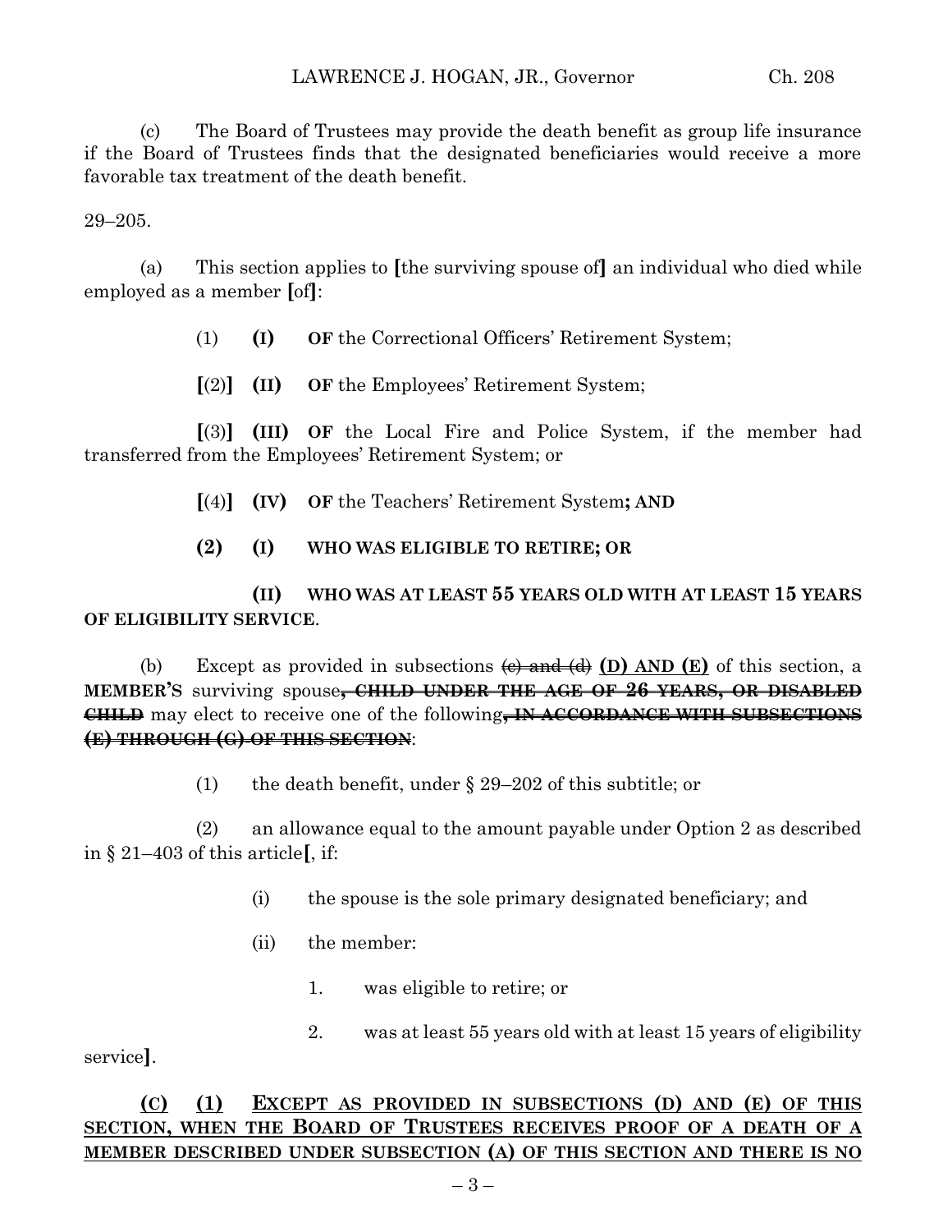(c) The Board of Trustees may provide the death benefit as group life insurance if the Board of Trustees finds that the designated beneficiaries would receive a more favorable tax treatment of the death benefit.

29–205.

(a) This section applies to [the surviving spouse of] an individual who died while employed as a member [of]:

(1) **(I)** **OF** the Correctional Officers' Retirement System;

[(2)] **(II)** **OF** the Employees' Retirement System;

[(3)] **(III)** **OF** the Local Fire and Police System, if the member had transferred from the Employees' Retirement System; or

[(4)] **(IV)** **OF** the Teachers' Retirement System**; AND**

**(2)** **(I)** **WHO WAS ELIGIBLE TO RETIRE; OR**

**(II)** **WHO WAS AT LEAST 55 YEARS OLD WITH AT LEAST 15 YEARS OF ELIGIBILITY SERVICE**.

(b) Except as provided in subsections ~~(c) and (d)~~ **<u>(D) AND (E)</u>** of this section, a **MEMBER'S** surviving spouse~~**, CHILD UNDER THE AGE OF 26 YEARS, OR DISABLED CHILD**~~ may elect to receive one of the following~~**, IN ACCORDANCE WITH SUBSECTIONS (E) THROUGH (G) OF THIS SECTION**~~:

(1) the death benefit, under § 29–202 of this subtitle; or

(2) an allowance equal to the amount payable under Option 2 as described in § 21–403 of this article[, if:

(i) the spouse is the sole primary designated beneficiary; and

(ii) the member:

1. was eligible to retire; or

2. was at least 55 years old with at least 15 years of eligibility service].

**<u>(C) (1) EXCEPT AS PROVIDED IN SUBSECTIONS (D) AND (E) OF THIS SECTION, WHEN THE BOARD OF TRUSTEES RECEIVES PROOF OF A DEATH OF A MEMBER DESCRIBED UNDER SUBSECTION (A) OF THIS SECTION AND THERE IS NO</u>**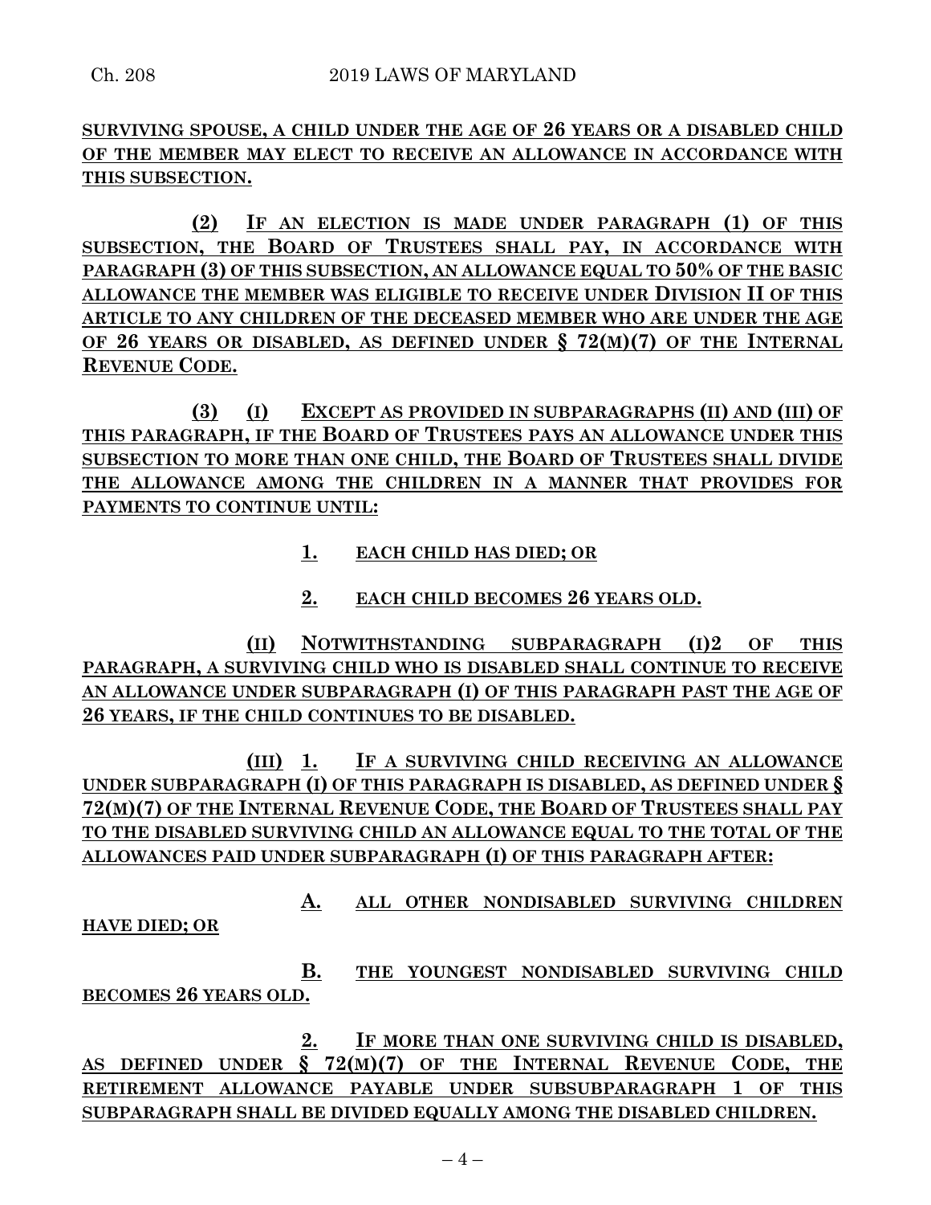**SURVIVING SPOUSE, A CHILD UNDER THE AGE OF 26 YEARS OR A DISABLED CHILD OF THE MEMBER MAY ELECT TO RECEIVE AN ALLOWANCE IN ACCORDANCE WITH THIS SUBSECTION.**

**(2) IF AN ELECTION IS MADE UNDER PARAGRAPH (1) OF THIS SUBSECTION, THE BOARD OF TRUSTEES SHALL PAY, IN ACCORDANCE WITH PARAGRAPH (3) OF THIS SUBSECTION, AN ALLOWANCE EQUAL TO 50% OF THE BASIC ALLOWANCE THE MEMBER WAS ELIGIBLE TO RECEIVE UNDER DIVISION II OF THIS ARTICLE TO ANY CHILDREN OF THE DECEASED MEMBER WHO ARE UNDER THE AGE OF 26 YEARS OR DISABLED, AS DEFINED UNDER § 72(M)(7) OF THE INTERNAL REVENUE CODE.**

**(3) (I) EXCEPT AS PROVIDED IN SUBPARAGRAPHS (II) AND (III) OF THIS PARAGRAPH, IF THE BOARD OF TRUSTEES PAYS AN ALLOWANCE UNDER THIS SUBSECTION TO MORE THAN ONE CHILD, THE BOARD OF TRUSTEES SHALL DIVIDE THE ALLOWANCE AMONG THE CHILDREN IN A MANNER THAT PROVIDES FOR PAYMENTS TO CONTINUE UNTIL:**

**1. EACH CHILD HAS DIED; OR**

**2. EACH CHILD BECOMES 26 YEARS OLD.**

**(II) NOTWITHSTANDING SUBPARAGRAPH (I)2 OF THIS PARAGRAPH, A SURVIVING CHILD WHO IS DISABLED SHALL CONTINUE TO RECEIVE AN ALLOWANCE UNDER SUBPARAGRAPH (I) OF THIS PARAGRAPH PAST THE AGE OF 26 YEARS, IF THE CHILD CONTINUES TO BE DISABLED.**

**(III) 1. IF A SURVIVING CHILD RECEIVING AN ALLOWANCE UNDER SUBPARAGRAPH (I) OF THIS PARAGRAPH IS DISABLED, AS DEFINED UNDER § 72(M)(7) OF THE INTERNAL REVENUE CODE, THE BOARD OF TRUSTEES SHALL PAY TO THE DISABLED SURVIVING CHILD AN ALLOWANCE EQUAL TO THE TOTAL OF THE ALLOWANCES PAID UNDER SUBPARAGRAPH (I) OF THIS PARAGRAPH AFTER:**

**A. ALL OTHER NONDISABLED SURVIVING CHILDREN HAVE DIED; OR**

**B. THE YOUNGEST NONDISABLED SURVIVING CHILD BECOMES 26 YEARS OLD.**

**2. IF MORE THAN ONE SURVIVING CHILD IS DISABLED, AS DEFINED UNDER § 72(M)(7) OF THE INTERNAL REVENUE CODE, THE RETIREMENT ALLOWANCE PAYABLE UNDER SUBSUBPARAGRAPH 1 OF THIS SUBPARAGRAPH SHALL BE DIVIDED EQUALLY AMONG THE DISABLED CHILDREN.**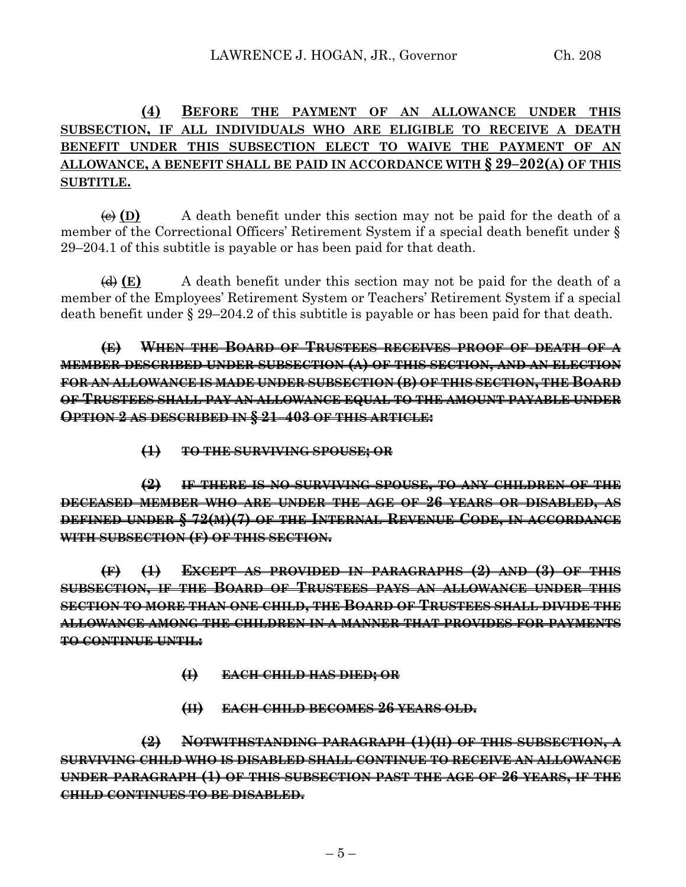**(4) BEFORE THE PAYMENT OF AN ALLOWANCE UNDER THIS SUBSECTION, IF ALL INDIVIDUALS WHO ARE ELIGIBLE TO RECEIVE A DEATH BENEFIT UNDER THIS SUBSECTION ELECT TO WAIVE THE PAYMENT OF AN ALLOWANCE, A BENEFIT SHALL BE PAID IN ACCORDANCE WITH § 29–202(A) OF THIS SUBTITLE.**

~~(c)~~ **(D)** A death benefit under this section may not be paid for the death of a member of the Correctional Officers' Retirement System if a special death benefit under § 29–204.1 of this subtitle is payable or has been paid for that death.

~~(d)~~ **(E)** A death benefit under this section may not be paid for the death of a member of the Employees' Retirement System or Teachers' Retirement System if a special death benefit under § 29–204.2 of this subtitle is payable or has been paid for that death.

~~**(E) WHEN THE BOARD OF TRUSTEES RECEIVES PROOF OF DEATH OF A MEMBER DESCRIBED UNDER SUBSECTION (A) OF THIS SECTION, AND AN ELECTION FOR AN ALLOWANCE IS MADE UNDER SUBSECTION (B) OF THIS SECTION, THE BOARD OF TRUSTEES SHALL PAY AN ALLOWANCE EQUAL TO THE AMOUNT PAYABLE UNDER OPTION 2 AS DESCRIBED IN § 21–403 OF THIS ARTICLE:**~~

~~**(1) TO THE SURVIVING SPOUSE; OR**~~

~~**(2) IF THERE IS NO SURVIVING SPOUSE, TO ANY CHILDREN OF THE DECEASED MEMBER WHO ARE UNDER THE AGE OF 26 YEARS OR DISABLED, AS DEFINED UNDER § 72(M)(7) OF THE INTERNAL REVENUE CODE, IN ACCORDANCE WITH SUBSECTION (F) OF THIS SECTION.**~~

~~**(F) (1) EXCEPT AS PROVIDED IN PARAGRAPHS (2) AND (3) OF THIS SUBSECTION, IF THE BOARD OF TRUSTEES PAYS AN ALLOWANCE UNDER THIS SECTION TO MORE THAN ONE CHILD, THE BOARD OF TRUSTEES SHALL DIVIDE THE ALLOWANCE AMONG THE CHILDREN IN A MANNER THAT PROVIDES FOR PAYMENTS TO CONTINUE UNTIL:**~~

~~**(I) EACH CHILD HAS DIED; OR**~~

~~**(II) EACH CHILD BECOMES 26 YEARS OLD.**~~

~~**(2) NOTWITHSTANDING PARAGRAPH (1)(II) OF THIS SUBSECTION, A SURVIVING CHILD WHO IS DISABLED SHALL CONTINUE TO RECEIVE AN ALLOWANCE UNDER PARAGRAPH (1) OF THIS SUBSECTION PAST THE AGE OF 26 YEARS, IF THE CHILD CONTINUES TO BE DISABLED.**~~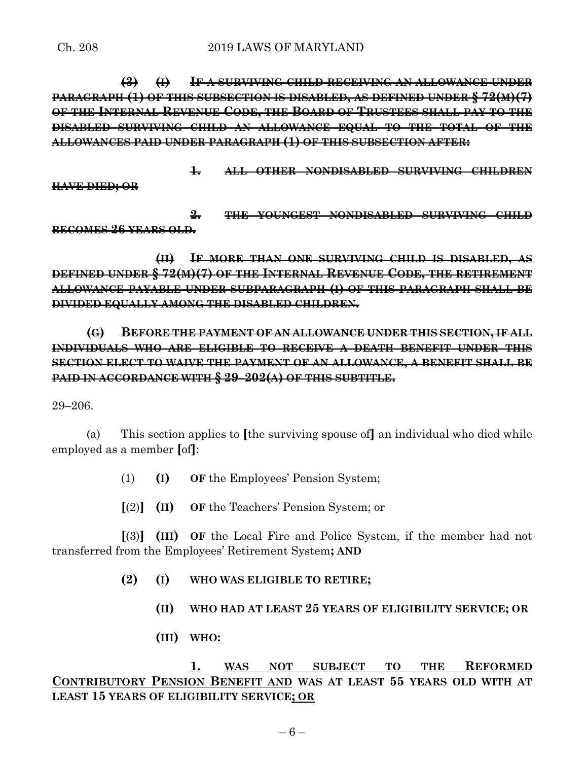~~**(3) (I) IF A SURVIVING CHILD RECEIVING AN ALLOWANCE UNDER PARAGRAPH (1) OF THIS SUBSECTION IS DISABLED, AS DEFINED UNDER § 72(M)(7) OF THE INTERNAL REVENUE CODE, THE BOARD OF TRUSTEES SHALL PAY TO THE DISABLED SURVIVING CHILD AN ALLOWANCE EQUAL TO THE TOTAL OF THE ALLOWANCES PAID UNDER PARAGRAPH (1) OF THIS SUBSECTION AFTER:**~~

~~**1. ALL OTHER NONDISABLED SURVIVING CHILDREN HAVE DIED; OR**~~

~~**2. THE YOUNGEST NONDISABLED SURVIVING CHILD BECOMES 26 YEARS OLD.**~~

~~**(II) IF MORE THAN ONE SURVIVING CHILD IS DISABLED, AS DEFINED UNDER § 72(M)(7) OF THE INTERNAL REVENUE CODE, THE RETIREMENT ALLOWANCE PAYABLE UNDER SUBPARAGRAPH (I) OF THIS PARAGRAPH SHALL BE DIVIDED EQUALLY AMONG THE DISABLED CHILDREN.**~~

~~**(G) BEFORE THE PAYMENT OF AN ALLOWANCE UNDER THIS SECTION, IF ALL INDIVIDUALS WHO ARE ELIGIBLE TO RECEIVE A DEATH BENEFIT UNDER THIS SECTION ELECT TO WAIVE THE PAYMENT OF AN ALLOWANCE, A BENEFIT SHALL BE PAID IN ACCORDANCE WITH § 29–202(A) OF THIS SUBTITLE.**~~

29–206.

(a) This section applies to **[**the surviving spouse of**]** an individual who died while employed as a member **[**of**]**:

(1) **(I) OF** the Employees' Pension System;

**[**(2)**] (II) OF** the Teachers' Pension System; or

**[**(3)**] (III) OF** the Local Fire and Police System, if the member had not transferred from the Employees' Retirement System**; AND**

**(2) (I) WHO WAS ELIGIBLE TO RETIRE;**

**(II) WHO HAD AT LEAST 25 YEARS OF ELIGIBILITY SERVICE; OR**

**(III) WHO**<u>**:**</u>

<u>**1.**</u> <u>**WAS NOT SUBJECT TO THE REFORMED CONTRIBUTORY PENSION BENEFIT AND**</u> **WAS AT LEAST 55 YEARS OLD WITH AT LEAST 15 YEARS OF ELIGIBILITY SERVICE**<u>**; OR**</u>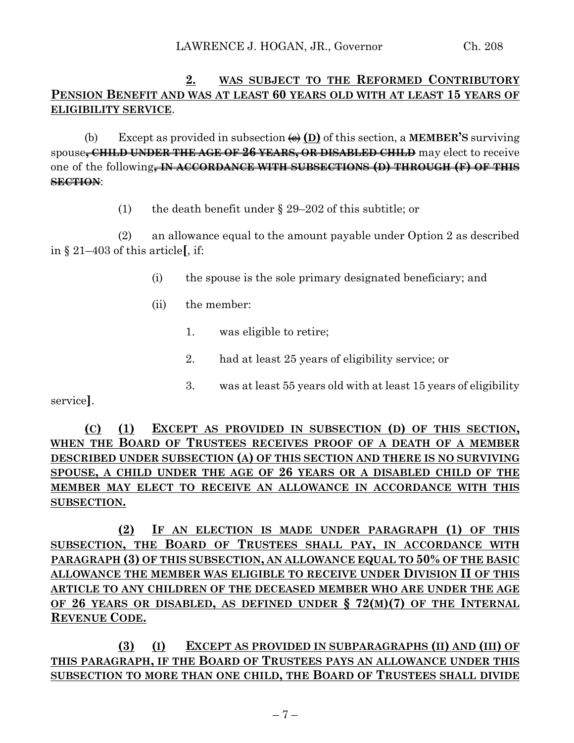**2. WAS SUBJECT TO THE REFORMED CONTRIBUTORY PENSION BENEFIT AND WAS AT LEAST 60 YEARS OLD WITH AT LEAST 15 YEARS OF ELIGIBILITY SERVICE**.

(b) Except as provided in subsection ~~(c)~~ **(D)** of this section, a **MEMBER'S** surviving spouse~~, CHILD UNDER THE AGE OF 26 YEARS, OR DISABLED CHILD~~ may elect to receive one of the following~~, IN ACCORDANCE WITH SUBSECTIONS (D) THROUGH (F) OF THIS SECTION~~:

(1) the death benefit under § 29–202 of this subtitle; or

(2) an allowance equal to the amount payable under Option 2 as described in § 21–403 of this article**[**, if:

(i) the spouse is the sole primary designated beneficiary; and

(ii) the member:

1. was eligible to retire;

2. had at least 25 years of eligibility service; or

3. was at least 55 years old with at least 15 years of eligibility service**]**.

**(C) (1) EXCEPT AS PROVIDED IN SUBSECTION (D) OF THIS SECTION, WHEN THE BOARD OF TRUSTEES RECEIVES PROOF OF A DEATH OF A MEMBER DESCRIBED UNDER SUBSECTION (A) OF THIS SECTION AND THERE IS NO SURVIVING SPOUSE, A CHILD UNDER THE AGE OF 26 YEARS OR A DISABLED CHILD OF THE MEMBER MAY ELECT TO RECEIVE AN ALLOWANCE IN ACCORDANCE WITH THIS SUBSECTION.**

**(2) IF AN ELECTION IS MADE UNDER PARAGRAPH (1) OF THIS SUBSECTION, THE BOARD OF TRUSTEES SHALL PAY, IN ACCORDANCE WITH PARAGRAPH (3) OF THIS SUBSECTION, AN ALLOWANCE EQUAL TO 50% OF THE BASIC ALLOWANCE THE MEMBER WAS ELIGIBLE TO RECEIVE UNDER DIVISION II OF THIS ARTICLE TO ANY CHILDREN OF THE DECEASED MEMBER WHO ARE UNDER THE AGE OF 26 YEARS OR DISABLED, AS DEFINED UNDER § 72(M)(7) OF THE INTERNAL REVENUE CODE.**

**(3) (I) EXCEPT AS PROVIDED IN SUBPARAGRAPHS (II) AND (III) OF THIS PARAGRAPH, IF THE BOARD OF TRUSTEES PAYS AN ALLOWANCE UNDER THIS SUBSECTION TO MORE THAN ONE CHILD, THE BOARD OF TRUSTEES SHALL DIVIDE**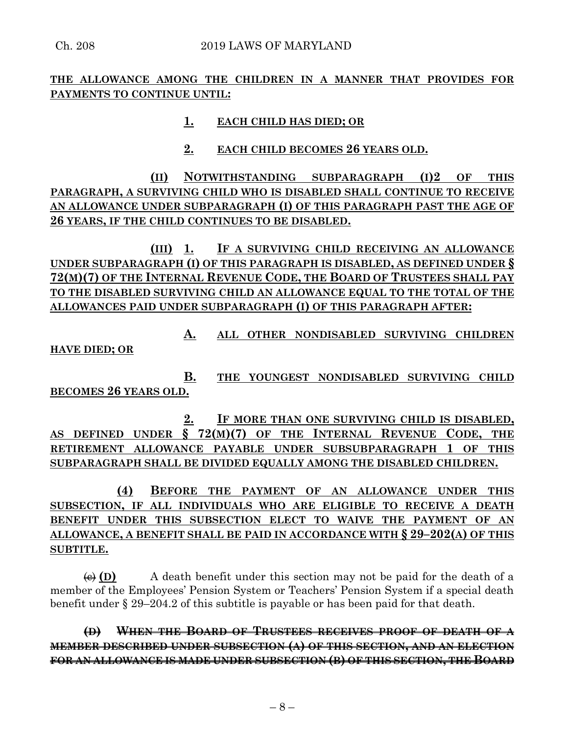**THE ALLOWANCE AMONG THE CHILDREN IN A MANNER THAT PROVIDES FOR PAYMENTS TO CONTINUE UNTIL:**

**1. EACH CHILD HAS DIED; OR**

**2. EACH CHILD BECOMES 26 YEARS OLD.**

**(II) NOTWITHSTANDING SUBPARAGRAPH (I)2 OF THIS PARAGRAPH, A SURVIVING CHILD WHO IS DISABLED SHALL CONTINUE TO RECEIVE AN ALLOWANCE UNDER SUBPARAGRAPH (I) OF THIS PARAGRAPH PAST THE AGE OF 26 YEARS, IF THE CHILD CONTINUES TO BE DISABLED.**

**(III) 1. IF A SURVIVING CHILD RECEIVING AN ALLOWANCE UNDER SUBPARAGRAPH (I) OF THIS PARAGRAPH IS DISABLED, AS DEFINED UNDER § 72(M)(7) OF THE INTERNAL REVENUE CODE, THE BOARD OF TRUSTEES SHALL PAY TO THE DISABLED SURVIVING CHILD AN ALLOWANCE EQUAL TO THE TOTAL OF THE ALLOWANCES PAID UNDER SUBPARAGRAPH (I) OF THIS PARAGRAPH AFTER:**

**A. ALL OTHER NONDISABLED SURVIVING CHILDREN HAVE DIED; OR**

**B. THE YOUNGEST NONDISABLED SURVIVING CHILD BECOMES 26 YEARS OLD.**

**2. IF MORE THAN ONE SURVIVING CHILD IS DISABLED, AS DEFINED UNDER § 72(M)(7) OF THE INTERNAL REVENUE CODE, THE RETIREMENT ALLOWANCE PAYABLE UNDER SUBSUBPARAGRAPH 1 OF THIS SUBPARAGRAPH SHALL BE DIVIDED EQUALLY AMONG THE DISABLED CHILDREN.**

**(4) BEFORE THE PAYMENT OF AN ALLOWANCE UNDER THIS SUBSECTION, IF ALL INDIVIDUALS WHO ARE ELIGIBLE TO RECEIVE A DEATH BENEFIT UNDER THIS SUBSECTION ELECT TO WAIVE THE PAYMENT OF AN ALLOWANCE, A BENEFIT SHALL BE PAID IN ACCORDANCE WITH § 29–202(A) OF THIS SUBTITLE.**

~~(c)~~ **(D)** A death benefit under this section may not be paid for the death of a member of the Employees' Pension System or Teachers' Pension System if a special death benefit under § 29–204.2 of this subtitle is payable or has been paid for that death.

~~**(D) WHEN THE BOARD OF TRUSTEES RECEIVES PROOF OF DEATH OF A MEMBER DESCRIBED UNDER SUBSECTION (A) OF THIS SECTION, AND AN ELECTION FOR AN ALLOWANCE IS MADE UNDER SUBSECTION (B) OF THIS SECTION, THE BOARD**~~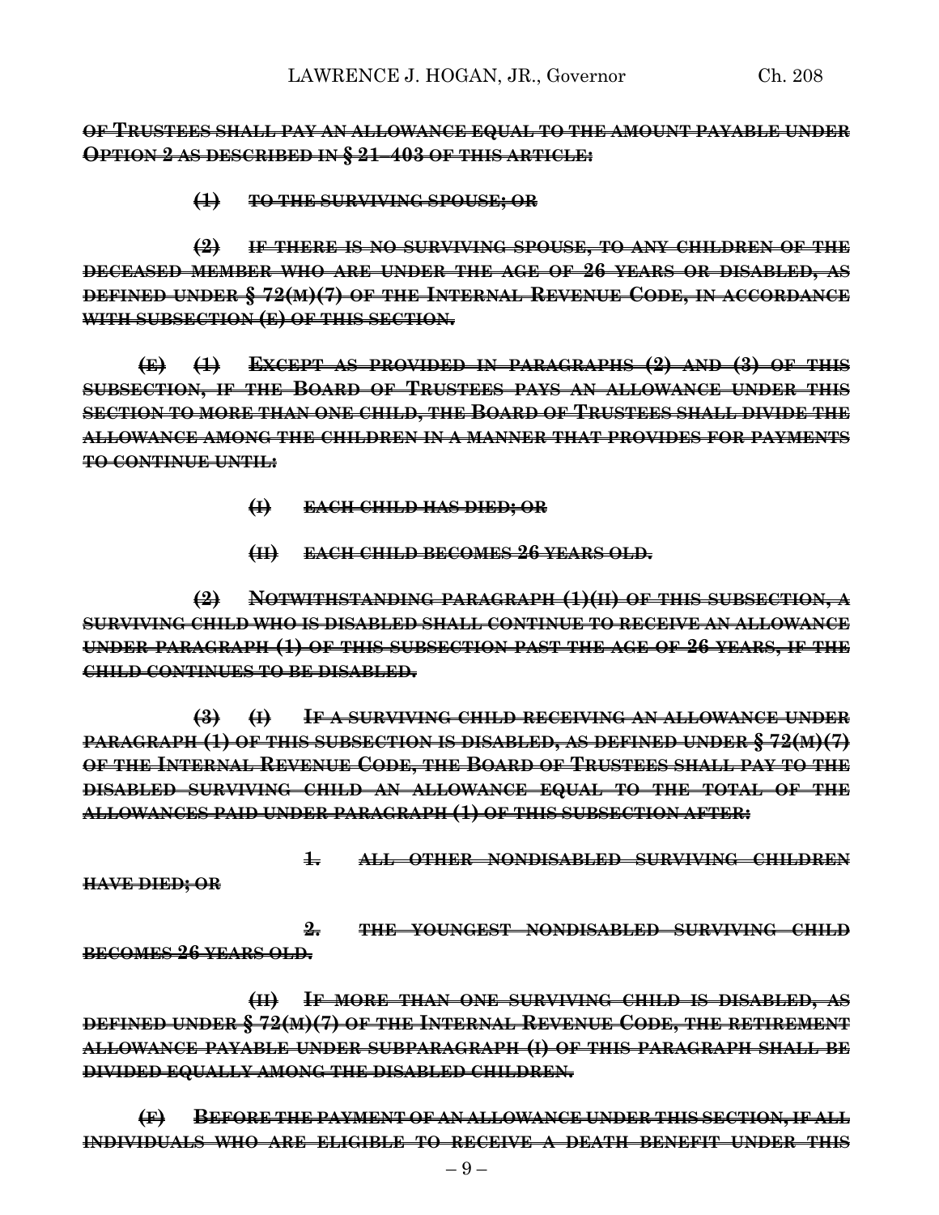~~**OF TRUSTEES SHALL PAY AN ALLOWANCE EQUAL TO THE AMOUNT PAYABLE UNDER OPTION 2 AS DESCRIBED IN § 21–403 OF THIS ARTICLE:**~~

~~**(1) TO THE SURVIVING SPOUSE; OR**~~

~~**(2) IF THERE IS NO SURVIVING SPOUSE, TO ANY CHILDREN OF THE DECEASED MEMBER WHO ARE UNDER THE AGE OF 26 YEARS OR DISABLED, AS DEFINED UNDER § 72(M)(7) OF THE INTERNAL REVENUE CODE, IN ACCORDANCE WITH SUBSECTION (E) OF THIS SECTION.**~~

~~**(E) (1) EXCEPT AS PROVIDED IN PARAGRAPHS (2) AND (3) OF THIS SUBSECTION, IF THE BOARD OF TRUSTEES PAYS AN ALLOWANCE UNDER THIS SECTION TO MORE THAN ONE CHILD, THE BOARD OF TRUSTEES SHALL DIVIDE THE ALLOWANCE AMONG THE CHILDREN IN A MANNER THAT PROVIDES FOR PAYMENTS TO CONTINUE UNTIL:**~~

~~**(I) EACH CHILD HAS DIED; OR**~~

~~**(II) EACH CHILD BECOMES 26 YEARS OLD.**~~

~~**(2) NOTWITHSTANDING PARAGRAPH (1)(II) OF THIS SUBSECTION, A SURVIVING CHILD WHO IS DISABLED SHALL CONTINUE TO RECEIVE AN ALLOWANCE UNDER PARAGRAPH (1) OF THIS SUBSECTION PAST THE AGE OF 26 YEARS, IF THE CHILD CONTINUES TO BE DISABLED.**~~

~~**(3) (I) IF A SURVIVING CHILD RECEIVING AN ALLOWANCE UNDER PARAGRAPH (1) OF THIS SUBSECTION IS DISABLED, AS DEFINED UNDER § 72(M)(7) OF THE INTERNAL REVENUE CODE, THE BOARD OF TRUSTEES SHALL PAY TO THE DISABLED SURVIVING CHILD AN ALLOWANCE EQUAL TO THE TOTAL OF THE ALLOWANCES PAID UNDER PARAGRAPH (1) OF THIS SUBSECTION AFTER:**~~

~~**1. ALL OTHER NONDISABLED SURVIVING CHILDREN HAVE DIED; OR**~~

~~**2. THE YOUNGEST NONDISABLED SURVIVING CHILD BECOMES 26 YEARS OLD.**~~

~~**(II) IF MORE THAN ONE SURVIVING CHILD IS DISABLED, AS DEFINED UNDER § 72(M)(7) OF THE INTERNAL REVENUE CODE, THE RETIREMENT ALLOWANCE PAYABLE UNDER SUBPARAGRAPH (I) OF THIS PARAGRAPH SHALL BE DIVIDED EQUALLY AMONG THE DISABLED CHILDREN.**~~

~~**(F) BEFORE THE PAYMENT OF AN ALLOWANCE UNDER THIS SECTION, IF ALL INDIVIDUALS WHO ARE ELIGIBLE TO RECEIVE A DEATH BENEFIT UNDER THIS**~~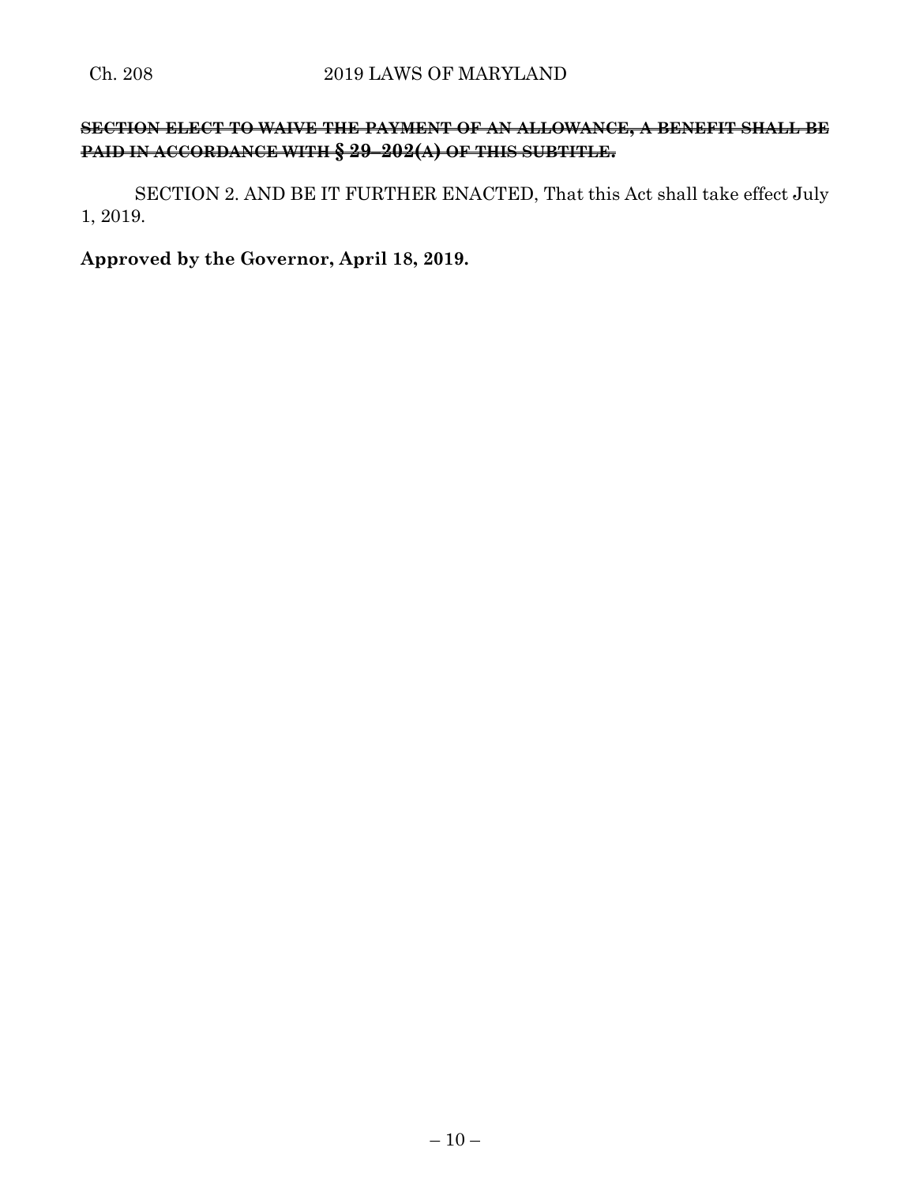~~**SECTION ELECT TO WAIVE THE PAYMENT OF AN ALLOWANCE, A BENEFIT SHALL BE PAID IN ACCORDANCE WITH § 29–202(A) OF THIS SUBTITLE.**~~

SECTION 2. AND BE IT FURTHER ENACTED, That this Act shall take effect July 1, 2019.

**Approved by the Governor, April 18, 2019.**